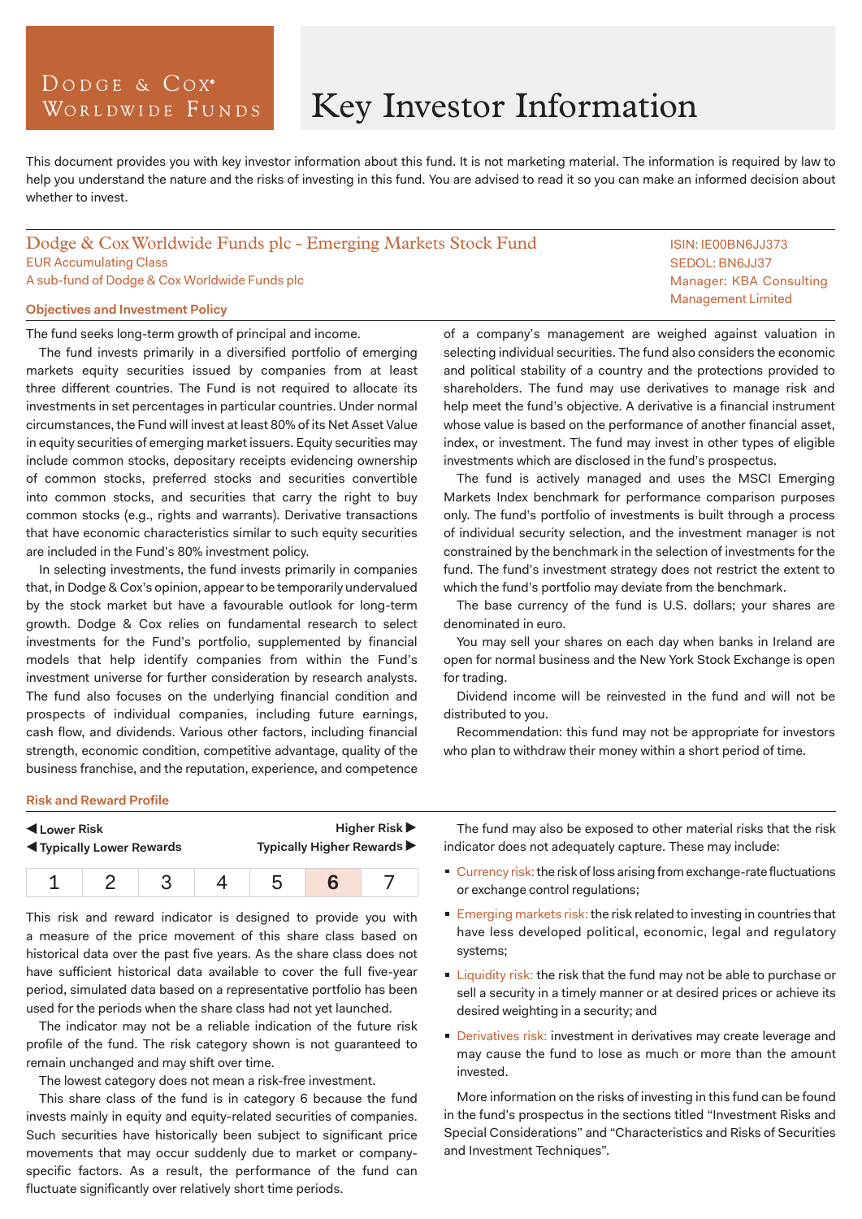# Dodge & Cox Worldwide Funds

# Key Investor Information

This document provides you with key investor information about this fund. It is not marketing material. The information is required by law to help you understand the nature and the risks of investing in this fund. You are advised to read it so you can make an informed decision about whether to invest.

## Dodge & Cox Worldwide Funds plc - Emerging Markets Stock Fund

EUR Accumulating Class
A sub-fund of Dodge & Cox Worldwide Funds plc

ISIN: IE00BN6JJ373
SEDOL: BN6JJ37
Manager: KBA Consulting Management Limited

### Objectives and Investment Policy

The fund seeks long-term growth of principal and income.

The fund invests primarily in a diversified portfolio of emerging markets equity securities issued by companies from at least three different countries. The Fund is not required to allocate its investments in set percentages in particular countries. Under normal circumstances, the Fund will invest at least 80% of its Net Asset Value in equity securities of emerging market issuers. Equity securities may include common stocks, depositary receipts evidencing ownership of common stocks, preferred stocks and securities convertible into common stocks, and securities that carry the right to buy common stocks (e.g., rights and warrants). Derivative transactions that have economic characteristics similar to such equity securities are included in the Fund's 80% investment policy.

In selecting investments, the fund invests primarily in companies that, in Dodge & Cox's opinion, appear to be temporarily undervalued by the stock market but have a favourable outlook for long-term growth. Dodge & Cox relies on fundamental research to select investments for the Fund's portfolio, supplemented by financial models that help identify companies from within the Fund's investment universe for further consideration by research analysts. The fund also focuses on the underlying financial condition and prospects of individual companies, including future earnings, cash flow, and dividends. Various other factors, including financial strength, economic condition, competitive advantage, quality of the business franchise, and the reputation, experience, and competence of a company's management are weighed against valuation in selecting individual securities. The fund also considers the economic and political stability of a country and the protections provided to shareholders. The fund may use derivatives to manage risk and help meet the fund's objective. A derivative is a financial instrument whose value is based on the performance of another financial asset, index, or investment. The fund may invest in other types of eligible investments which are disclosed in the fund's prospectus.

The fund is actively managed and uses the MSCI Emerging Markets Index benchmark for performance comparison purposes only. The fund's portfolio of investments is built through a process of individual security selection, and the investment manager is not constrained by the benchmark in the selection of investments for the fund. The fund's investment strategy does not restrict the extent to which the fund's portfolio may deviate from the benchmark.

The base currency of the fund is U.S. dollars; your shares are denominated in euro.

You may sell your shares on each day when banks in Ireland are open for normal business and the New York Stock Exchange is open for trading.

Dividend income will be reinvested in the fund and will not be distributed to you.

Recommendation: this fund may not be appropriate for investors who plan to withdraw their money within a short period of time.

### Risk and Reward Profile

◀ Lower Risk — Higher Risk ▶
◀ Typically Lower Rewards — Typically Higher Rewards ▶

| 1 | 2 | 3 | 4 | 5 | **6** | 7 |
|---|---|---|---|---|---|---|

This risk and reward indicator is designed to provide you with a measure of the price movement of this share class based on historical data over the past five years. As the share class does not have sufficient historical data available to cover the full five-year period, simulated data based on a representative portfolio has been used for the periods when the share class had not yet launched.

The indicator may not be a reliable indication of the future risk profile of the fund. The risk category shown is not guaranteed to remain unchanged and may shift over time.

The lowest category does not mean a risk-free investment.

This share class of the fund is in category 6 because the fund invests mainly in equity and equity-related securities of companies. Such securities have historically been subject to significant price movements that may occur suddenly due to market or company-specific factors. As a result, the performance of the fund can fluctuate significantly over relatively short time periods.

The fund may also be exposed to other material risks that the risk indicator does not adequately capture. These may include:

- Currency risk: the risk of loss arising from exchange-rate fluctuations or exchange control regulations;
- Emerging markets risk: the risk related to investing in countries that have less developed political, economic, legal and regulatory systems;
- Liquidity risk: the risk that the fund may not be able to purchase or sell a security in a timely manner or at desired prices or achieve its desired weighting in a security; and
- Derivatives risk: investment in derivatives may create leverage and may cause the fund to lose as much or more than the amount invested.

More information on the risks of investing in this fund can be found in the fund's prospectus in the sections titled "Investment Risks and Special Considerations" and "Characteristics and Risks of Securities and Investment Techniques".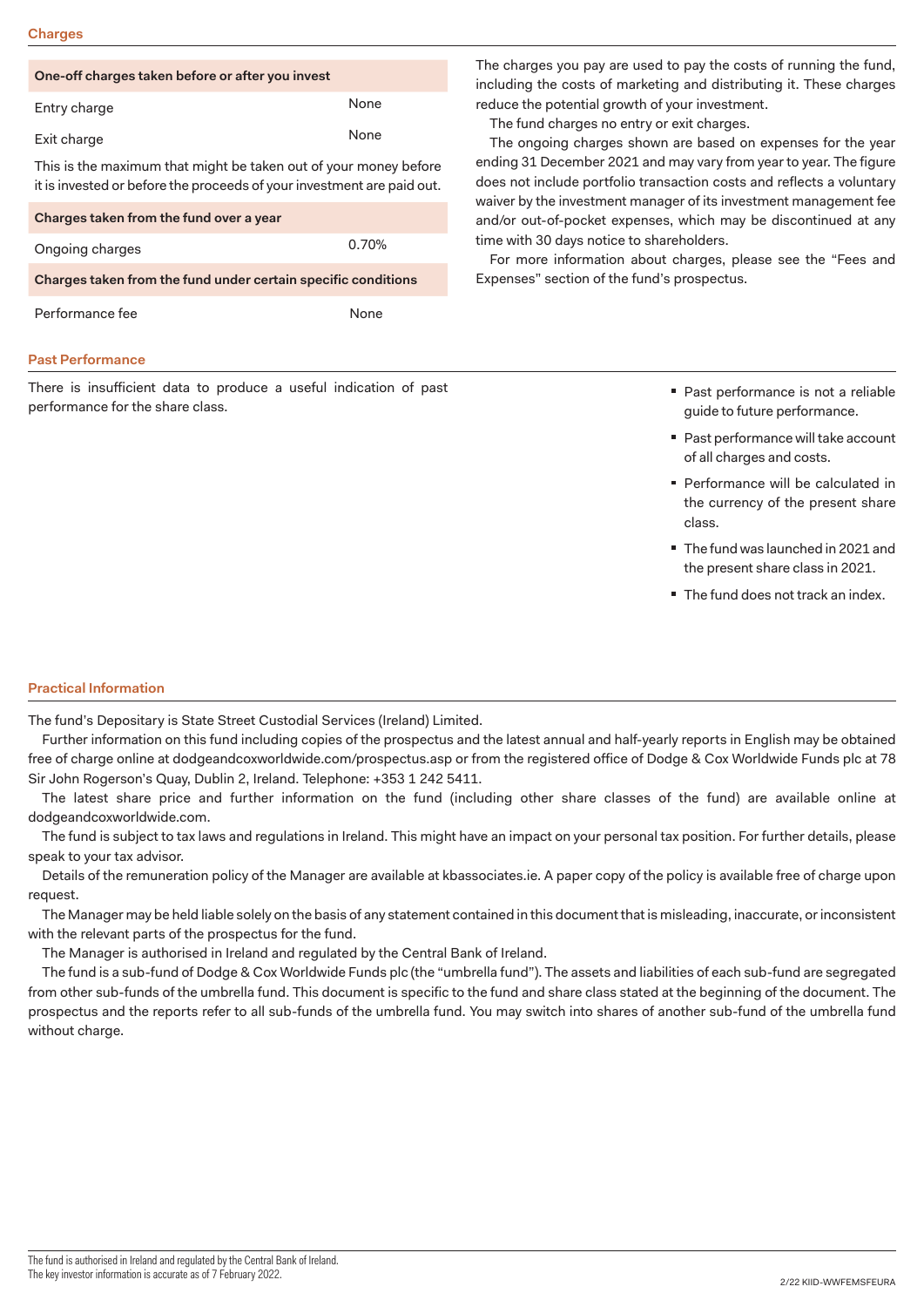## Charges

| One-off charges taken before or after you invest | |
|---|---|
| Entry charge | None |
| Exit charge | None |

This is the maximum that might be taken out of your money before it is invested or before the proceeds of your investment are paid out.

| Charges taken from the fund over a year | |
|---|---|
| Ongoing charges | 0.70% |

| Charges taken from the fund under certain specific conditions | |
|---|---|
| Performance fee | None |

The charges you pay are used to pay the costs of running the fund, including the costs of marketing and distributing it. These charges reduce the potential growth of your investment.

The fund charges no entry or exit charges.

The ongoing charges shown are based on expenses for the year ending 31 December 2021 and may vary from year to year. The figure does not include portfolio transaction costs and reflects a voluntary waiver by the investment manager of its investment management fee and/or out-of-pocket expenses, which may be discontinued at any time with 30 days notice to shareholders.

For more information about charges, please see the "Fees and Expenses" section of the fund's prospectus.

## Past Performance

There is insufficient data to produce a useful indication of past performance for the share class.

- Past performance is not a reliable guide to future performance.
- Past performance will take account of all charges and costs.
- Performance will be calculated in the currency of the present share class.
- The fund was launched in 2021 and the present share class in 2021.
- The fund does not track an index.

## Practical Information

The fund's Depositary is State Street Custodial Services (Ireland) Limited.

Further information on this fund including copies of the prospectus and the latest annual and half-yearly reports in English may be obtained free of charge online at dodgeandcoxworldwide.com/prospectus.asp or from the registered office of Dodge & Cox Worldwide Funds plc at 78 Sir John Rogerson's Quay, Dublin 2, Ireland. Telephone: +353 1 242 5411.

The latest share price and further information on the fund (including other share classes of the fund) are available online at dodgeandcoxworldwide.com.

The fund is subject to tax laws and regulations in Ireland. This might have an impact on your personal tax position. For further details, please speak to your tax advisor.

Details of the remuneration policy of the Manager are available at kbassociates.ie. A paper copy of the policy is available free of charge upon request.

The Manager may be held liable solely on the basis of any statement contained in this document that is misleading, inaccurate, or inconsistent with the relevant parts of the prospectus for the fund.

The Manager is authorised in Ireland and regulated by the Central Bank of Ireland.

The fund is a sub-fund of Dodge & Cox Worldwide Funds plc (the "umbrella fund"). The assets and liabilities of each sub-fund are segregated from other sub-funds of the umbrella fund. This document is specific to the fund and share class stated at the beginning of the document. The prospectus and the reports refer to all sub-funds of the umbrella fund. You may switch into shares of another sub-fund of the umbrella fund without charge.

The fund is authorised in Ireland and regulated by the Central Bank of Ireland.
The key investor information is accurate as of 7 February 2022.